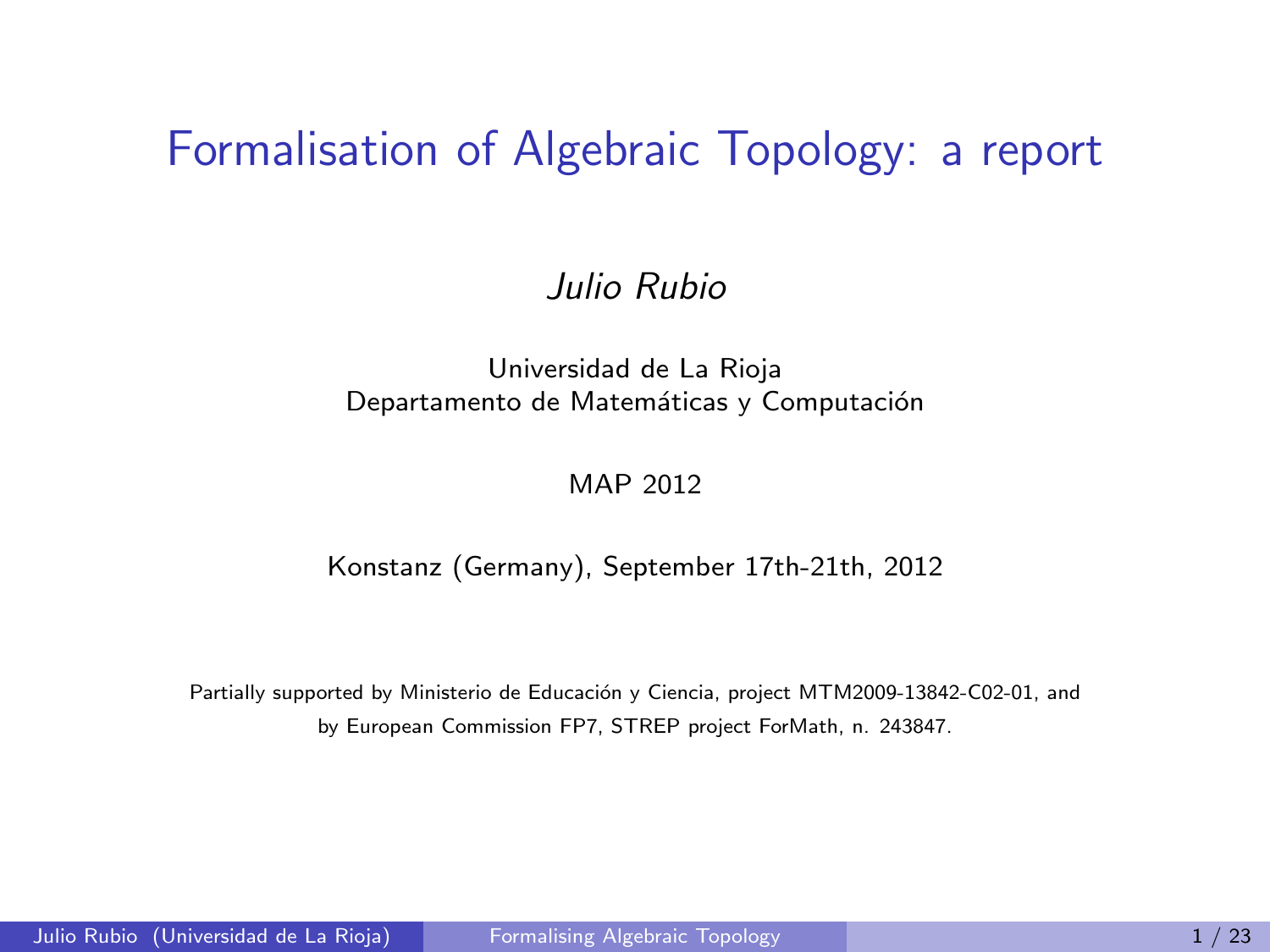# Formalisation of Algebraic Topology: a report

*Julio Rubio*

Universidad de La Rioja
Departamento de Matemáticas y Computación

MAP 2012

Konstanz (Germany), September 17th-21th, 2012

Partially supported by Ministerio de Educación y Ciencia, project MTM2009-13842-C02-01, and by European Commission FP7, STREP project ForMath, n. 243847.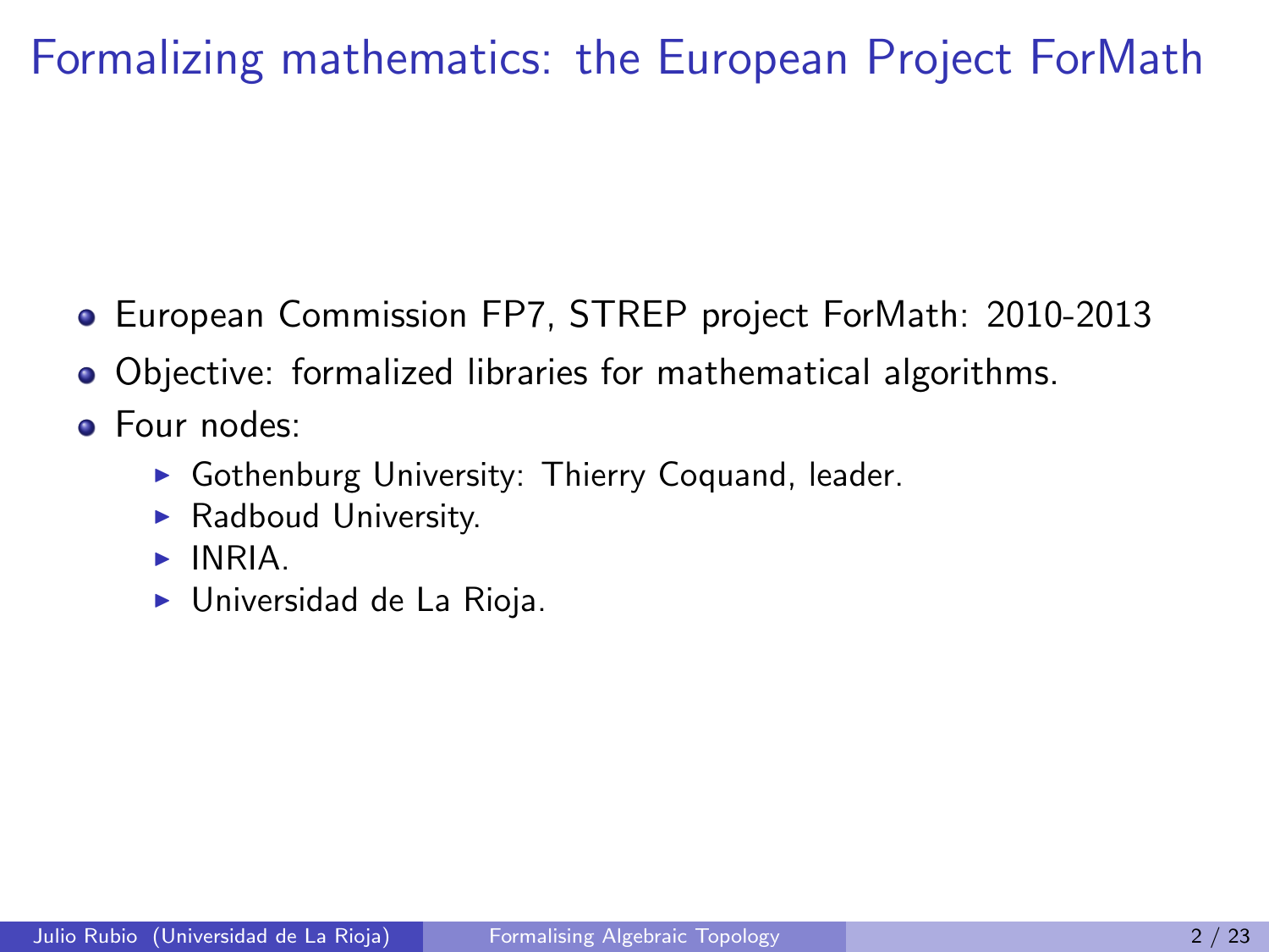# Formalizing mathematics: the European Project ForMath

- European Commission FP7, STREP project ForMath: 2010-2013
- Objective: formalized libraries for mathematical algorithms.
- Four nodes:
  - Gothenburg University: Thierry Coquand, leader.
  - Radboud University.
  - INRIA.
  - Universidad de La Rioja.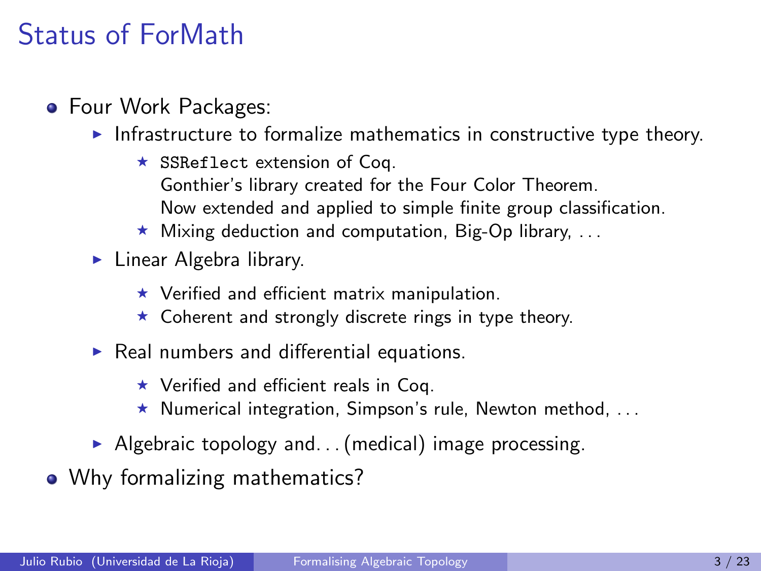# Status of ForMath

- Four Work Packages:
  - Infrastructure to formalize mathematics in constructive type theory.
    - `SSReflect` extension of Coq.
      Gonthier's library created for the Four Color Theorem.
      Now extended and applied to simple finite group classification.
    - Mixing deduction and computation, Big-Op library, ...
  - Linear Algebra library.
    - Verified and efficient matrix manipulation.
    - Coherent and strongly discrete rings in type theory.
  - Real numbers and differential equations.
    - Verified and efficient reals in Coq.
    - Numerical integration, Simpson's rule, Newton method, ...
  - Algebraic topology and... (medical) image processing.
- Why formalizing mathematics?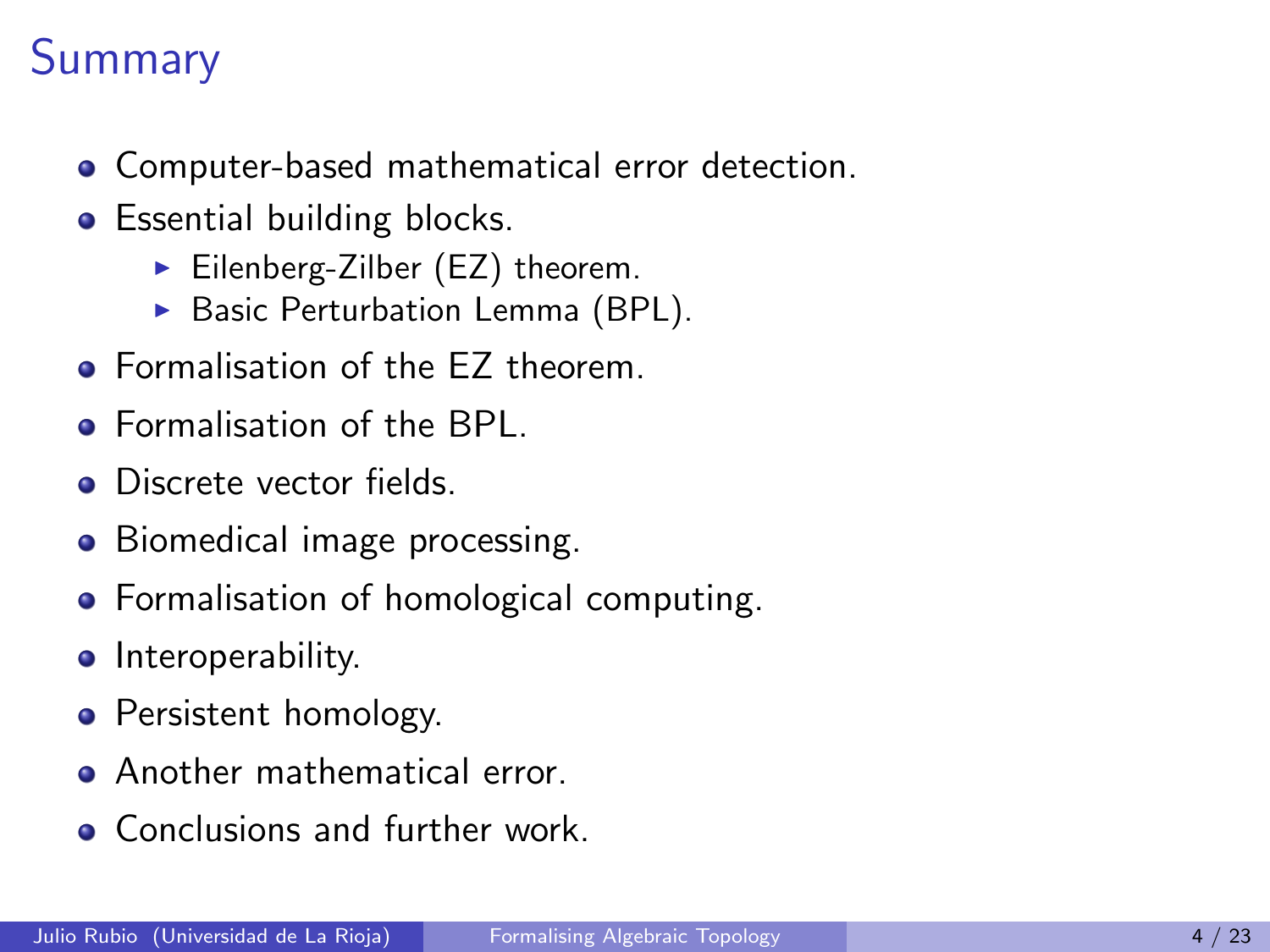# Summary

- Computer-based mathematical error detection.
- Essential building blocks.
  - Eilenberg-Zilber (EZ) theorem.
  - Basic Perturbation Lemma (BPL).
- Formalisation of the EZ theorem.
- Formalisation of the BPL.
- Discrete vector fields.
- Biomedical image processing.
- Formalisation of homological computing.
- Interoperability.
- Persistent homology.
- Another mathematical error.
- Conclusions and further work.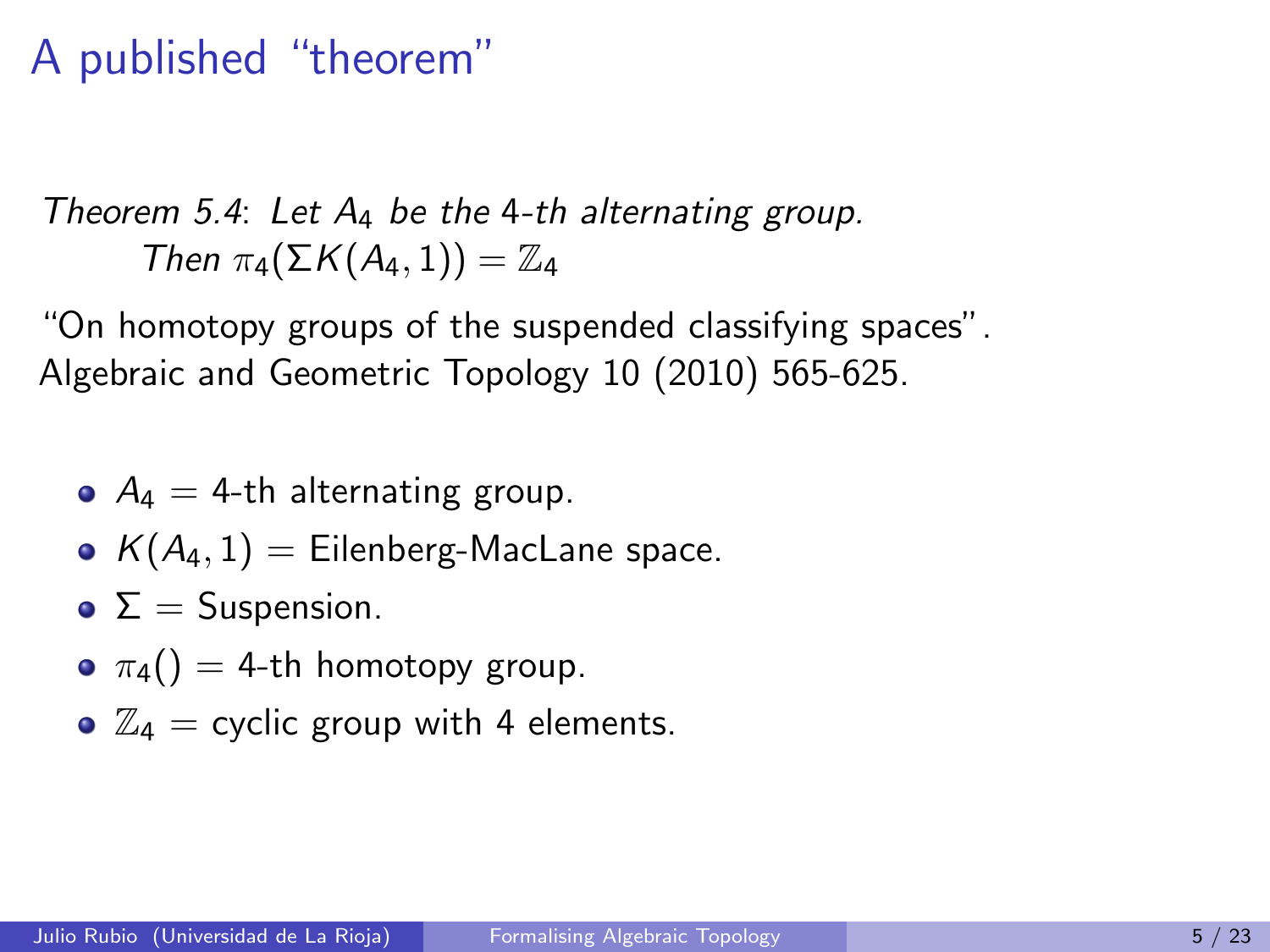# A published “theorem”

*Theorem 5.4*: *Let $A_4$ be the 4-th alternating group.*
*Then $\pi_4(\Sigma K(A_4, 1)) = \mathbb{Z}_4$*

“On homotopy groups of the suspended classifying spaces”.
Algebraic and Geometric Topology 10 (2010) 565-625.

- $A_4$ = 4-th alternating group.
- $K(A_4, 1)$ = Eilenberg-MacLane space.
- $\Sigma$ = Suspension.
- $\pi_4()$ = 4-th homotopy group.
- $\mathbb{Z}_4$ = cyclic group with 4 elements.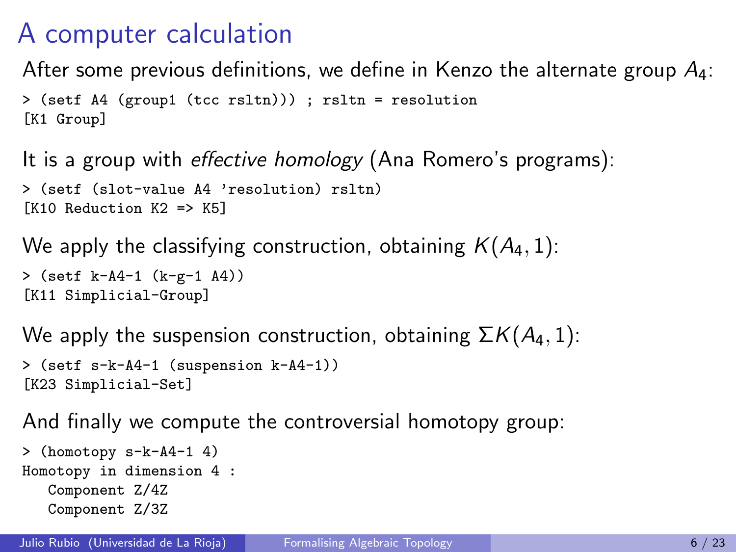# A computer calculation

After some previous definitions, we define in Kenzo the alternate group $A_4$:

```
> (setf A4 (group1 (tcc rsltn))) ; rsltn = resolution
[K1 Group]
```

It is a group with *effective homology* (Ana Romero's programs):

```
> (setf (slot-value A4 'resolution) rsltn)
[K10 Reduction K2 => K5]
```

We apply the classifying construction, obtaining $K(A_4, 1)$:

```
> (setf k-A4-1 (k-g-1 A4))
[K11 Simplicial-Group]
```

We apply the suspension construction, obtaining $\Sigma K(A_4, 1)$:

```
> (setf s-k-A4-1 (suspension k-A4-1))
[K23 Simplicial-Set]
```

And finally we compute the controversial homotopy group:

```
> (homotopy s-k-A4-1 4)
Homotopy in dimension 4 :
   Component Z/4Z
   Component Z/3Z
```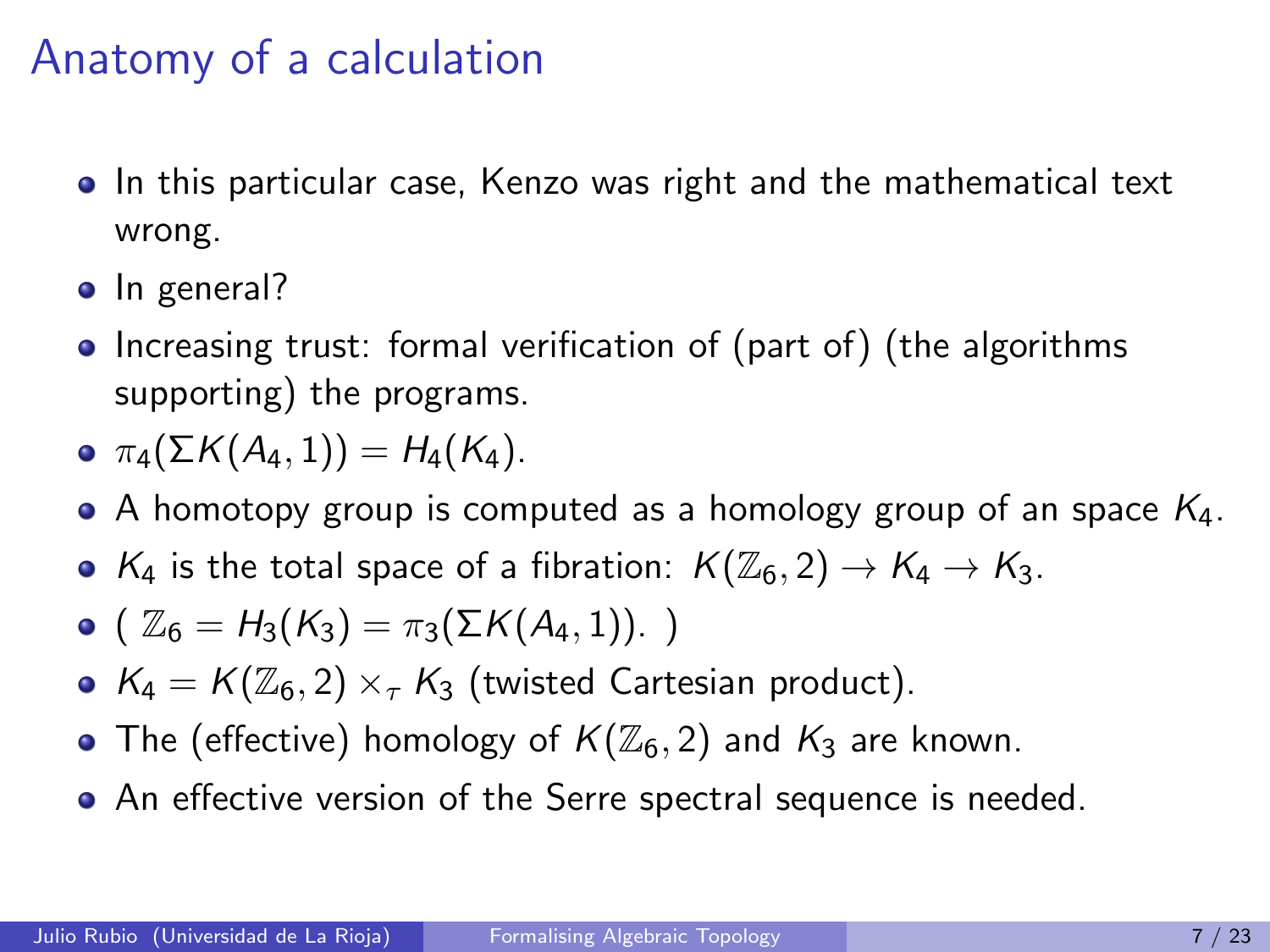# Anatomy of a calculation

- In this particular case, Kenzo was right and the mathematical text wrong.
- In general?
- Increasing trust: formal verification of (part of) (the algorithms supporting) the programs.
- $\pi_4(\Sigma K(A_4, 1)) = H_4(K_4)$.
- A homotopy group is computed as a homology group of an space $K_4$.
- $K_4$ is the total space of a fibration: $K(\mathbb{Z}_6, 2) \to K_4 \to K_3$.
- ( $\mathbb{Z}_6 = H_3(K_3) = \pi_3(\Sigma K(A_4, 1))$. )
- $K_4 = K(\mathbb{Z}_6, 2) \times_\tau K_3$ (twisted Cartesian product).
- The (effective) homology of $K(\mathbb{Z}_6, 2)$ and $K_3$ are known.
- An effective version of the Serre spectral sequence is needed.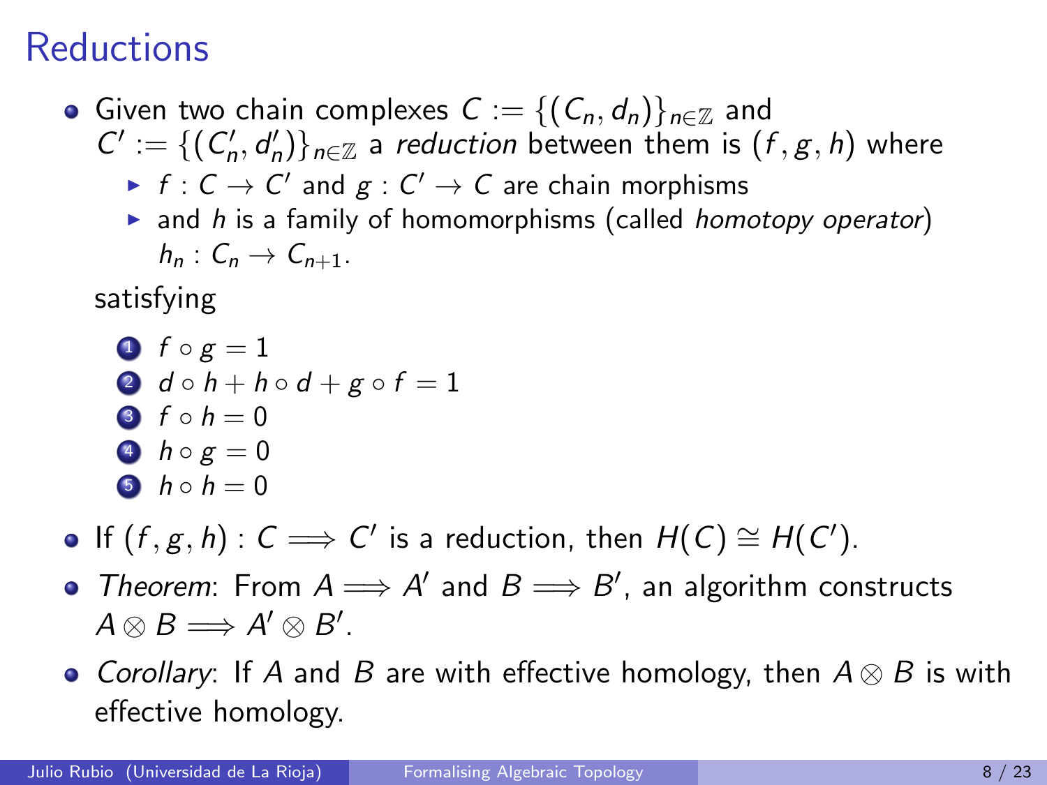# Reductions

- Given two chain complexes $C := \{(C_n, d_n)\}_{n \in \mathbb{Z}}$ and $C' := \{(C'_n, d'_n)\}_{n \in \mathbb{Z}}$ a *reduction* between them is $(f, g, h)$ where
  - $f : C \to C'$ and $g : C' \to C$ are chain morphisms
  - and $h$ is a family of homomorphisms (called *homotopy operator*) $h_n : C_n \to C_{n+1}$.

  satisfying

  1. $f \circ g = 1$
  2. $d \circ h + h \circ d + g \circ f = 1$
  3. $f \circ h = 0$
  4. $h \circ g = 0$
  5. $h \circ h = 0$

- If $(f, g, h) : C \Longrightarrow C'$ is a reduction, then $H(C) \cong H(C')$.
- *Theorem*: From $A \Longrightarrow A'$ and $B \Longrightarrow B'$, an algorithm constructs $A \otimes B \Longrightarrow A' \otimes B'$.
- *Corollary*: If $A$ and $B$ are with effective homology, then $A \otimes B$ is with effective homology.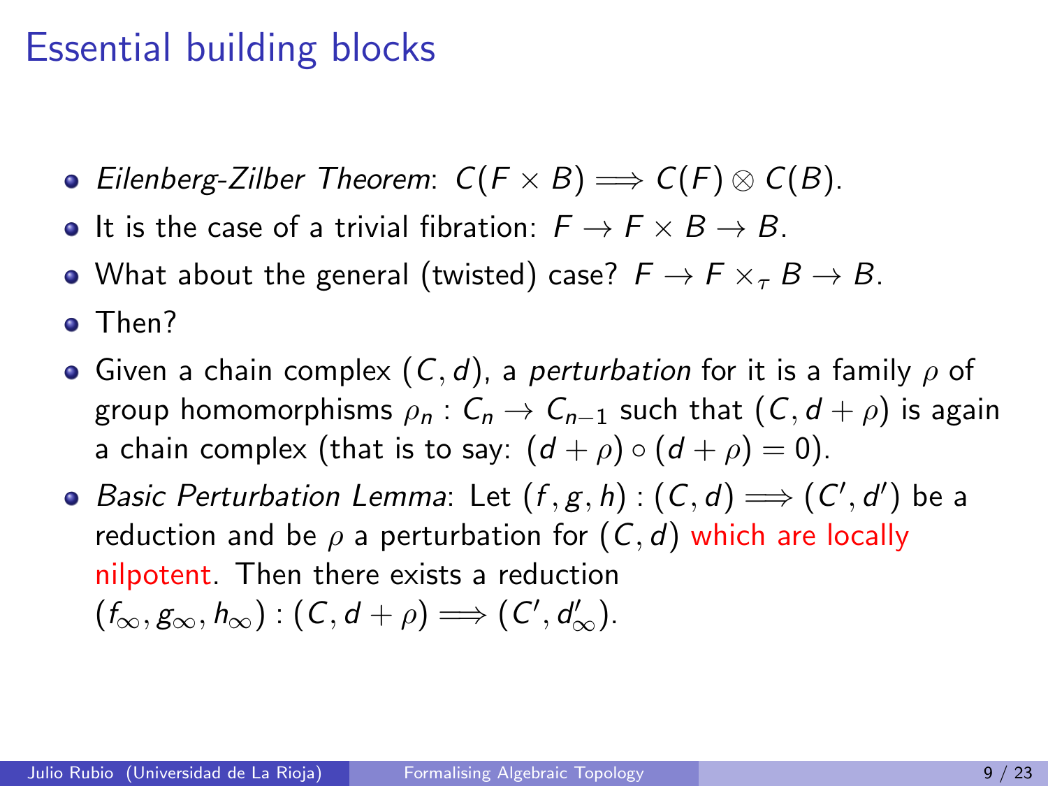# Essential building blocks

- *Eilenberg-Zilber Theorem*: $C(F \times B) \Longrightarrow C(F) \otimes C(B)$.
- It is the case of a trivial fibration: $F \to F \times B \to B$.
- What about the general (twisted) case? $F \to F \times_\tau B \to B$.
- Then?
- Given a chain complex $(C, d)$, a *perturbation* for it is a family $\rho$ of group homomorphisms $\rho_n : C_n \to C_{n-1}$ such that $(C, d + \rho)$ is again a chain complex (that is to say: $(d + \rho) \circ (d + \rho) = 0$).
- *Basic Perturbation Lemma*: Let $(f, g, h) : (C, d) \Longrightarrow (C', d')$ be a reduction and be $\rho$ a perturbation for $(C, d)$ which are locally nilpotent. Then there exists a reduction $(f_\infty, g_\infty, h_\infty) : (C, d + \rho) \Longrightarrow (C', d'_\infty)$.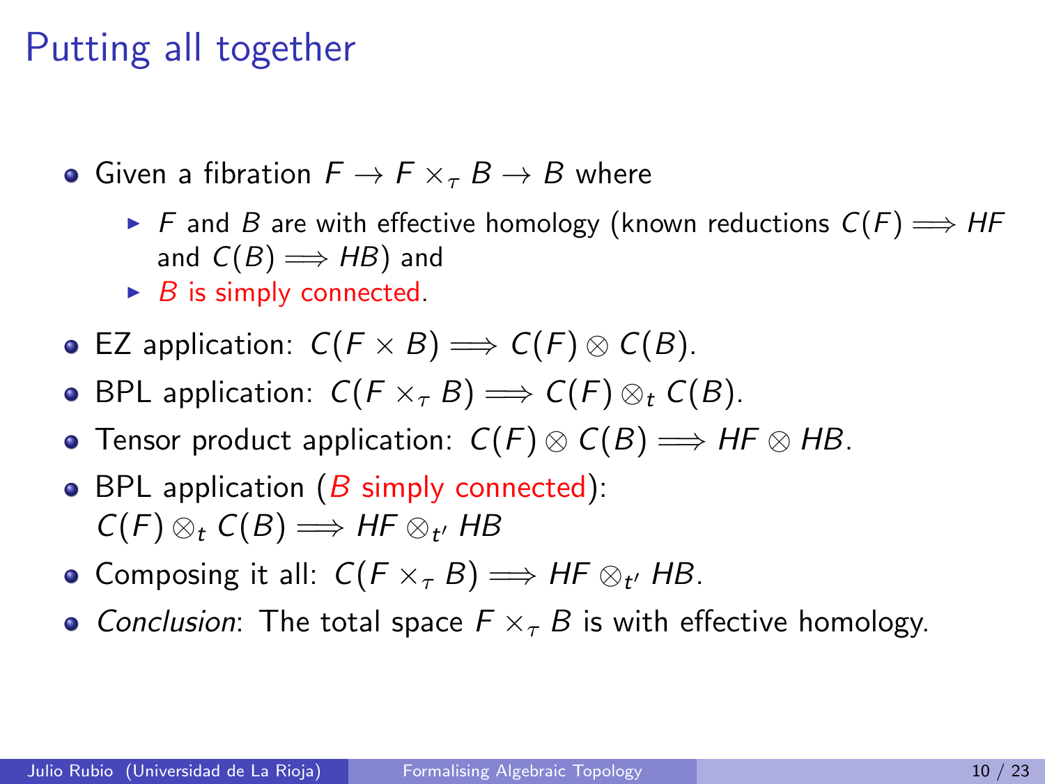# Putting all together

- Given a fibration $F \to F \times_\tau B \to B$ where
  - $F$ and $B$ are with effective homology (known reductions $C(F) \Longrightarrow HF$ and $C(B) \Longrightarrow HB$) and
  - $B$ is simply connected.
- EZ application: $C(F \times B) \Longrightarrow C(F) \otimes C(B)$.
- BPL application: $C(F \times_\tau B) \Longrightarrow C(F) \otimes_t C(B)$.
- Tensor product application: $C(F) \otimes C(B) \Longrightarrow HF \otimes HB$.
- BPL application ($B$ simply connected):
  $C(F) \otimes_t C(B) \Longrightarrow HF \otimes_{t'} HB$
- Composing it all: $C(F \times_\tau B) \Longrightarrow HF \otimes_{t'} HB$.
- *Conclusion*: The total space $F \times_\tau B$ is with effective homology.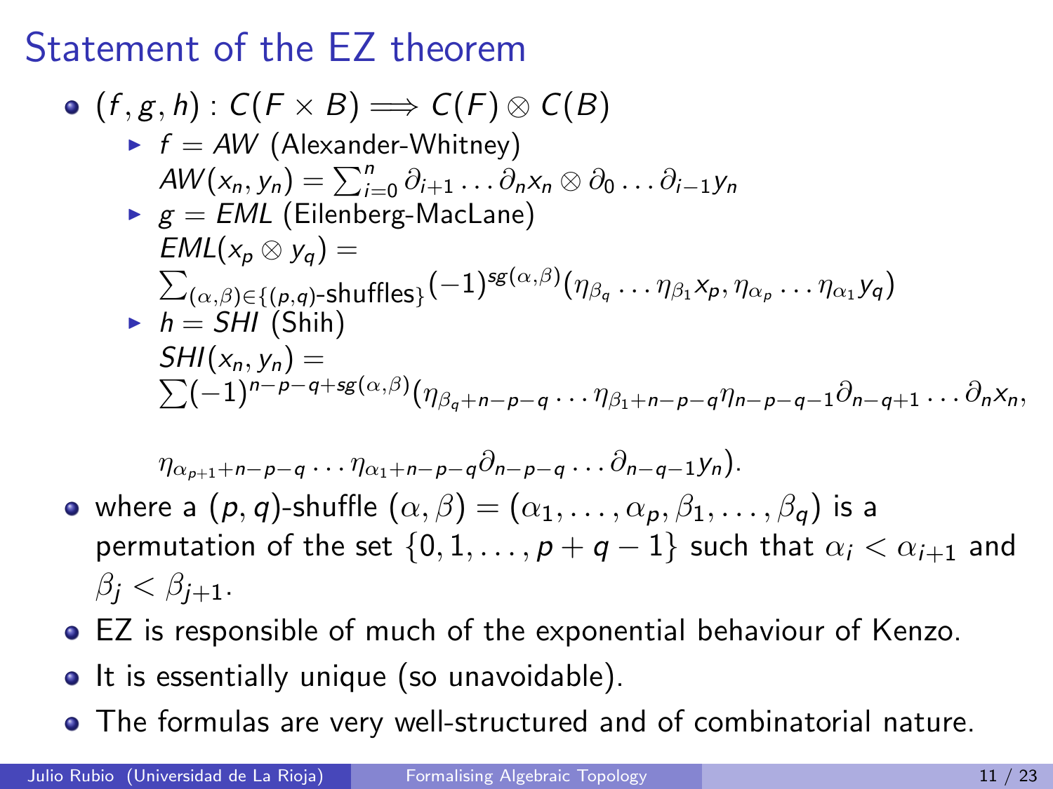# Statement of the EZ theorem

- $(f, g, h) : C(F \times B) \Longrightarrow C(F) \otimes C(B)$
  - $f = AW$ (Alexander-Whitney)
    $AW(x_n, y_n) = \sum_{i=0}^{n} \partial_{i+1} \ldots \partial_n x_n \otimes \partial_0 \ldots \partial_{i-1} y_n$
  - $g = EML$ (Eilenberg-MacLane)
    $EML(x_p \otimes y_q) =$
    $\sum_{(\alpha,\beta) \in \{(p,q)\text{-shuffles}\}} (-1)^{sg(\alpha,\beta)} (\eta_{\beta_q} \ldots \eta_{\beta_1} x_p, \eta_{\alpha_p} \ldots \eta_{\alpha_1} y_q)$
  - $h = SHI$ (Shih)
    $SHI(x_n, y_n) =$
    $\sum (-1)^{n-p-q+sg(\alpha,\beta)} (\eta_{\beta_q+n-p-q} \ldots \eta_{\beta_1+n-p-q} \eta_{n-p-q-1} \partial_{n-q+1} \ldots \partial_n x_n,$

    $\eta_{\alpha_{p+1}+n-p-q} \ldots \eta_{\alpha_1+n-p-q} \partial_{n-p-q} \ldots \partial_{n-q-1} y_n).$
- where a $(p, q)$-shuffle $(\alpha, \beta) = (\alpha_1, \ldots, \alpha_p, \beta_1, \ldots, \beta_q)$ is a permutation of the set $\{0, 1, \ldots, p+q-1\}$ such that $\alpha_i < \alpha_{i+1}$ and $\beta_j < \beta_{j+1}$.
- EZ is responsible of much of the exponential behaviour of Kenzo.
- It is essentially unique (so unavoidable).
- The formulas are very well-structured and of combinatorial nature.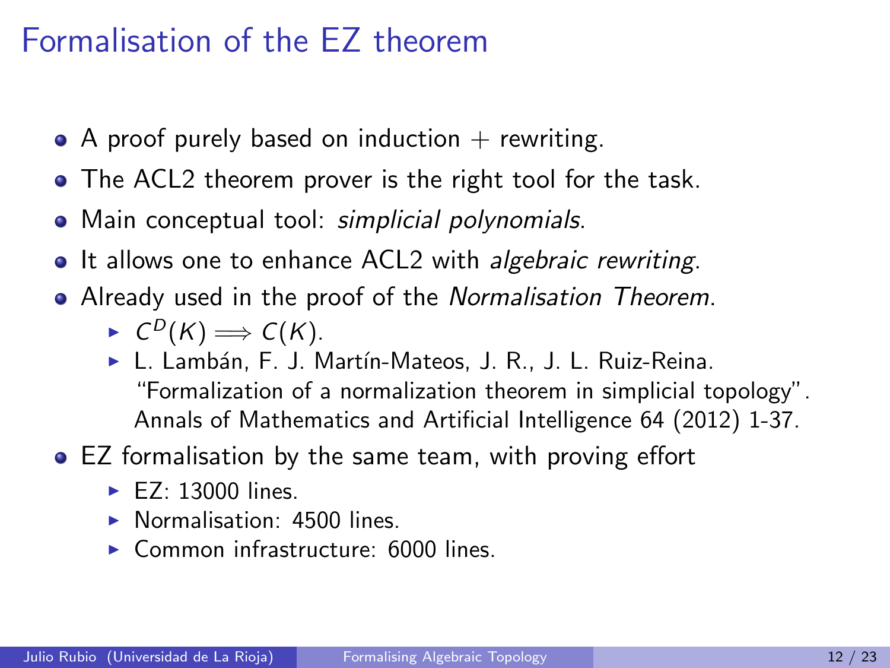# Formalisation of the EZ theorem

- A proof purely based on induction + rewriting.
- The ACL2 theorem prover is the right tool for the task.
- Main conceptual tool: *simplicial polynomials*.
- It allows one to enhance ACL2 with *algebraic rewriting*.
- Already used in the proof of the *Normalisation Theorem*.
  - $C^D(K) \Longrightarrow C(K)$.
  - L. Lambán, F. J. Martín-Mateos, J. R., J. L. Ruiz-Reina. "Formalization of a normalization theorem in simplicial topology". Annals of Mathematics and Artificial Intelligence 64 (2012) 1-37.
- EZ formalisation by the same team, with proving effort
  - EZ: 13000 lines.
  - Normalisation: 4500 lines.
  - Common infrastructure: 6000 lines.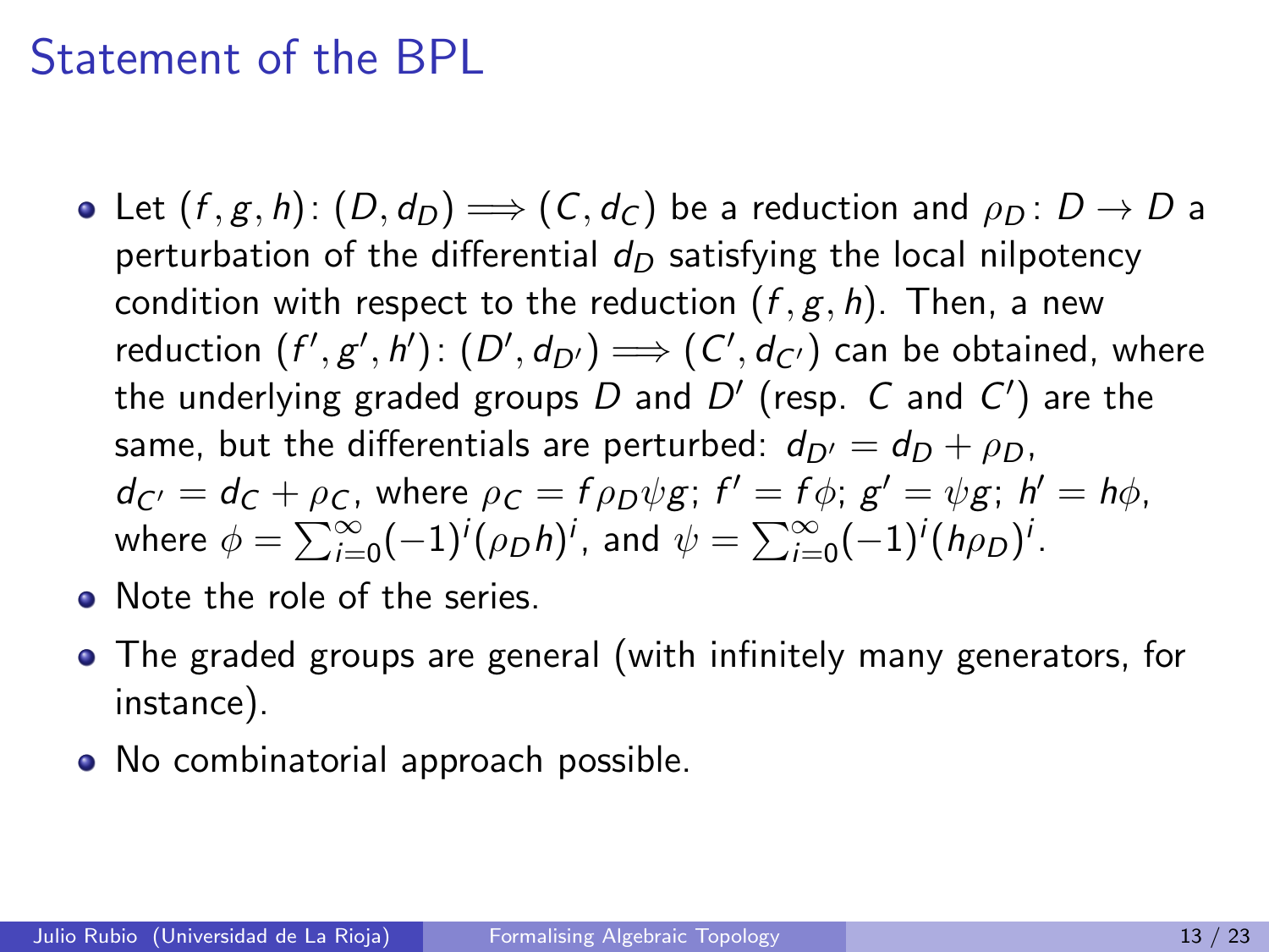# Statement of the BPL

- Let $(f, g, h)\colon (D, d_D) \Longrightarrow (C, d_C)$ be a reduction and $\rho_D\colon D \to D$ a perturbation of the differential $d_D$ satisfying the local nilpotency condition with respect to the reduction $(f, g, h)$. Then, a new reduction $(f', g', h')\colon (D', d_{D'}) \Longrightarrow (C', d_{C'})$ can be obtained, where the underlying graded groups $D$ and $D'$ (resp. $C$ and $C'$) are the same, but the differentials are perturbed: $d_{D'} = d_D + \rho_D$, $d_{C'} = d_C + \rho_C$, where $\rho_C = f\rho_D\psi g$; $f' = f\phi$; $g' = \psi g$; $h' = h\phi$, where $\phi = \sum_{i=0}^{\infty}(-1)^i(\rho_D h)^i$, and $\psi = \sum_{i=0}^{\infty}(-1)^i(h\rho_D)^i$.
- Note the role of the series.
- The graded groups are general (with infinitely many generators, for instance).
- No combinatorial approach possible.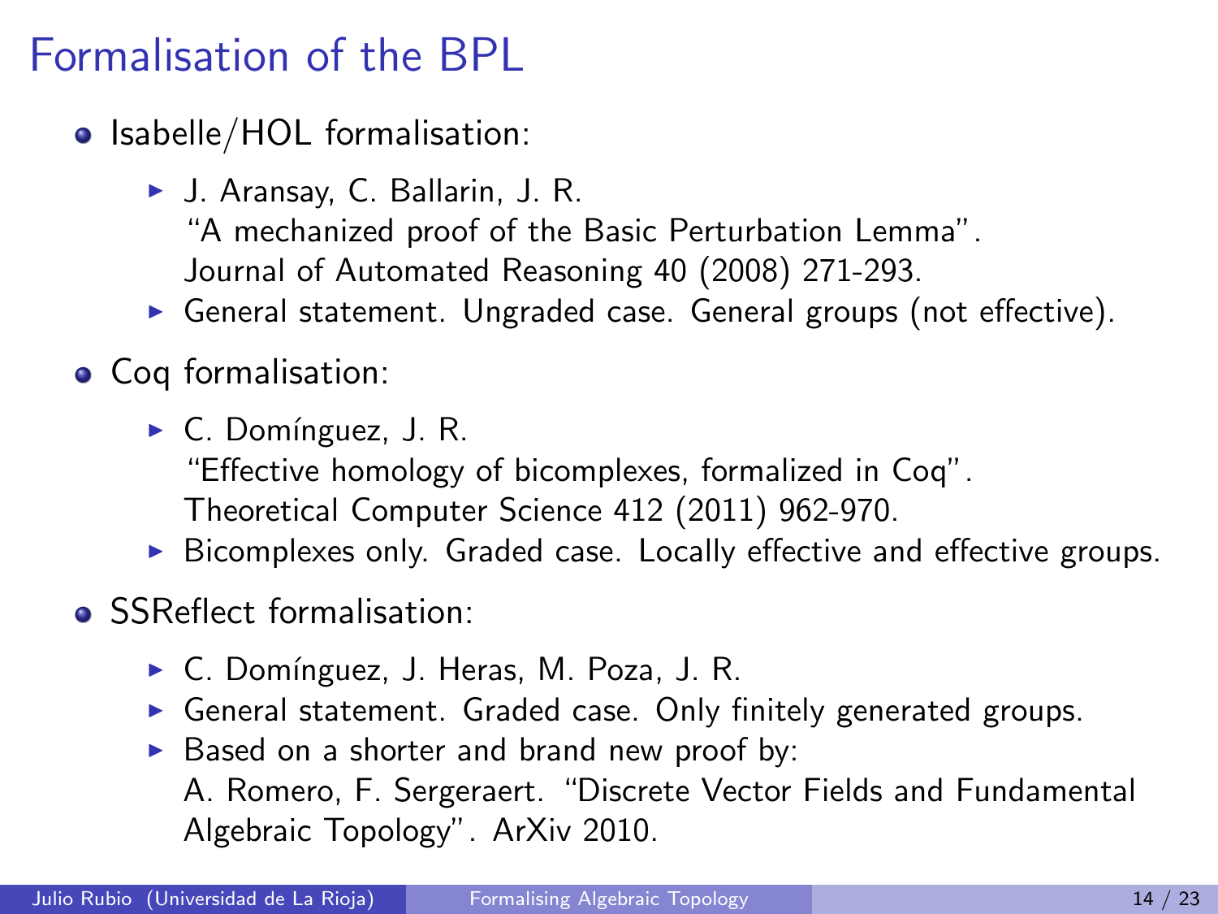# Formalisation of the BPL

- Isabelle/HOL formalisation:
  - J. Aransay, C. Ballarin, J. R.
    "A mechanized proof of the Basic Perturbation Lemma".
    Journal of Automated Reasoning 40 (2008) 271-293.
  - General statement. Ungraded case. General groups (not effective).
- Coq formalisation:
  - C. Domínguez, J. R.
    "Effective homology of bicomplexes, formalized in Coq".
    Theoretical Computer Science 412 (2011) 962-970.
  - Bicomplexes only. Graded case. Locally effective and effective groups.
- SSReflect formalisation:
  - C. Domínguez, J. Heras, M. Poza, J. R.
  - General statement. Graded case. Only finitely generated groups.
  - Based on a shorter and brand new proof by:
    A. Romero, F. Sergeraert. "Discrete Vector Fields and Fundamental Algebraic Topology". ArXiv 2010.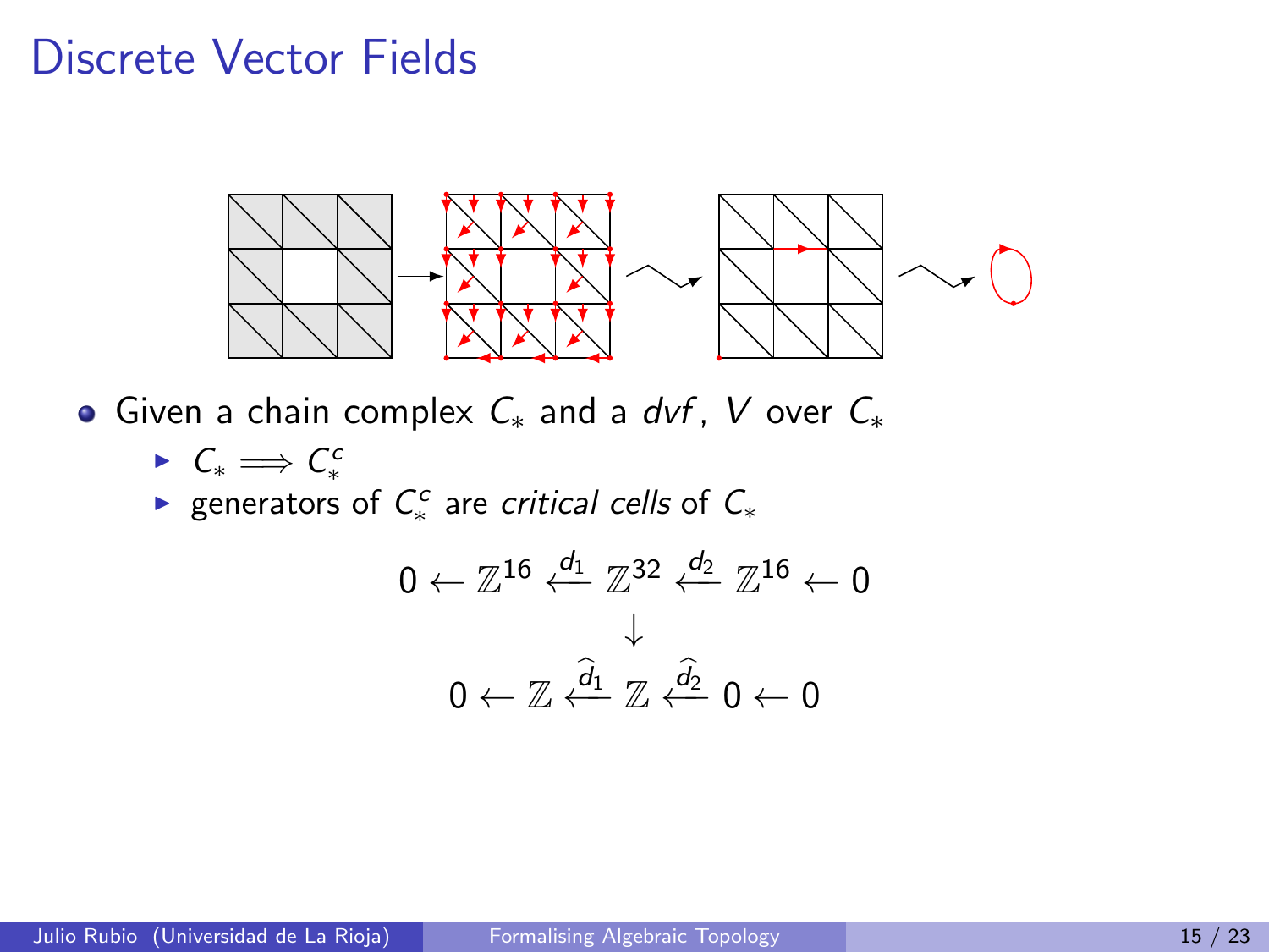# Discrete Vector Fields

- Given a chain complex $C_*$ and a *dvf*, $V$ over $C_*$
  - $C_* \Longrightarrow C_*^c$
  - generators of $C_*^c$ are *critical cells* of $C_*$

$$
\begin{array}{c}
0 \leftarrow \mathbb{Z}^{16} \overset{d_1}{\longleftarrow} \mathbb{Z}^{32} \overset{d_2}{\longleftarrow} \mathbb{Z}^{16} \leftarrow 0 \\
\downarrow \\
0 \leftarrow \mathbb{Z} \overset{\widehat{d_1}}{\longleftarrow} \mathbb{Z} \overset{\widehat{d_2}}{\longleftarrow} 0 \leftarrow 0
\end{array}
$$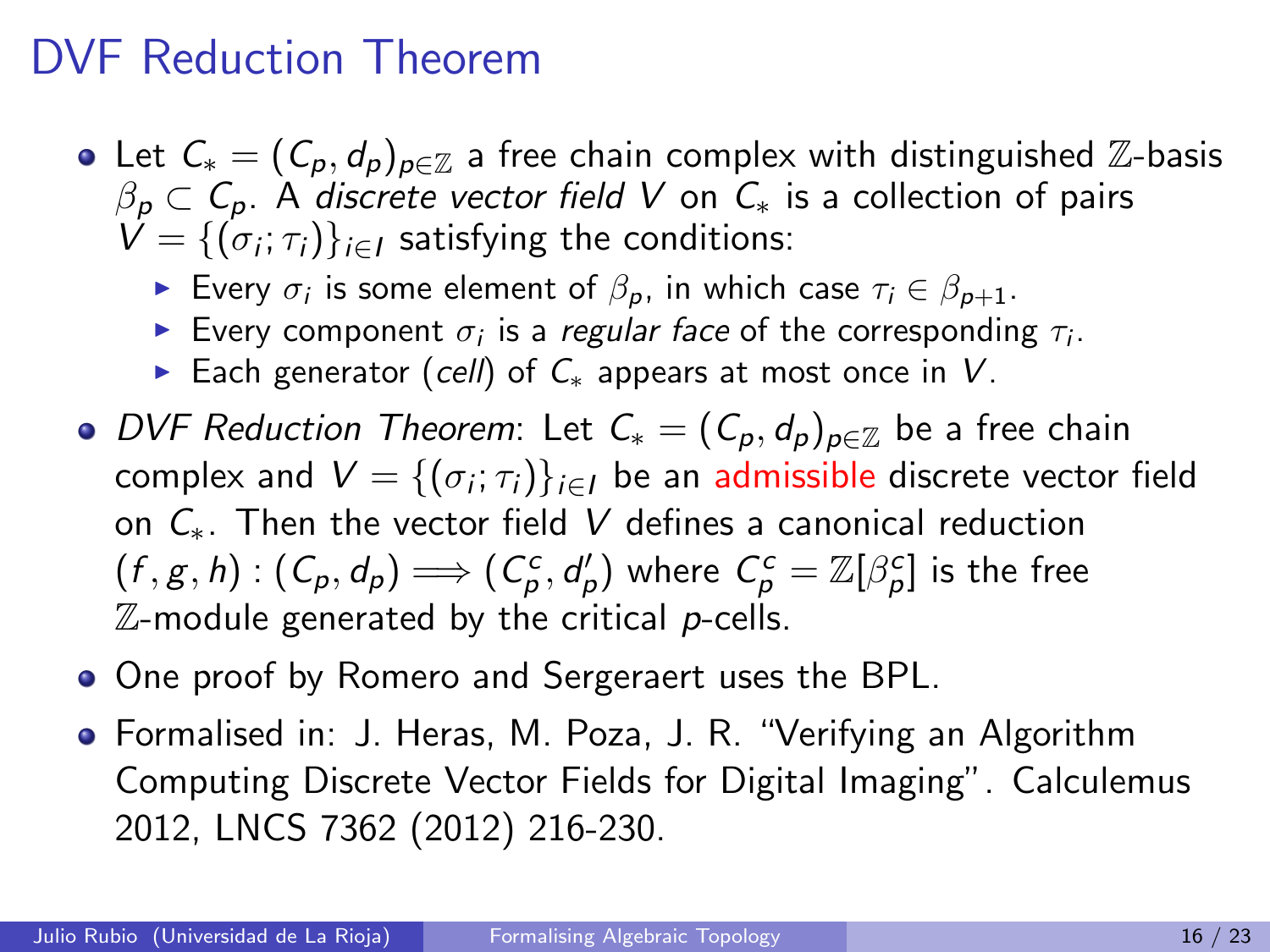# DVF Reduction Theorem

- Let $C_* = (C_p, d_p)_{p\in\mathbb{Z}}$ a free chain complex with distinguished $\mathbb{Z}$-basis $\beta_p \subset C_p$. A *discrete vector field* $V$ on $C_*$ is a collection of pairs $V = \{(\sigma_i; \tau_i)\}_{i\in I}$ satisfying the conditions:
  - Every $\sigma_i$ is some element of $\beta_p$, in which case $\tau_i \in \beta_{p+1}$.
  - Every component $\sigma_i$ is a *regular face* of the corresponding $\tau_i$.
  - Each generator (*cell*) of $C_*$ appears at most once in $V$.
- *DVF Reduction Theorem*: Let $C_* = (C_p, d_p)_{p\in\mathbb{Z}}$ be a free chain complex and $V = \{(\sigma_i; \tau_i)\}_{i\in I}$ be an admissible discrete vector field on $C_*$. Then the vector field $V$ defines a canonical reduction $(f, g, h) : (C_p, d_p) \Longrightarrow (C^c_p, d'_p)$ where $C^c_p = \mathbb{Z}[\beta^c_p]$ is the free $\mathbb{Z}$-module generated by the critical $p$-cells.
- One proof by Romero and Sergeraert uses the BPL.
- Formalised in: J. Heras, M. Poza, J. R. "Verifying an Algorithm Computing Discrete Vector Fields for Digital Imaging". Calculemus 2012, LNCS 7362 (2012) 216-230.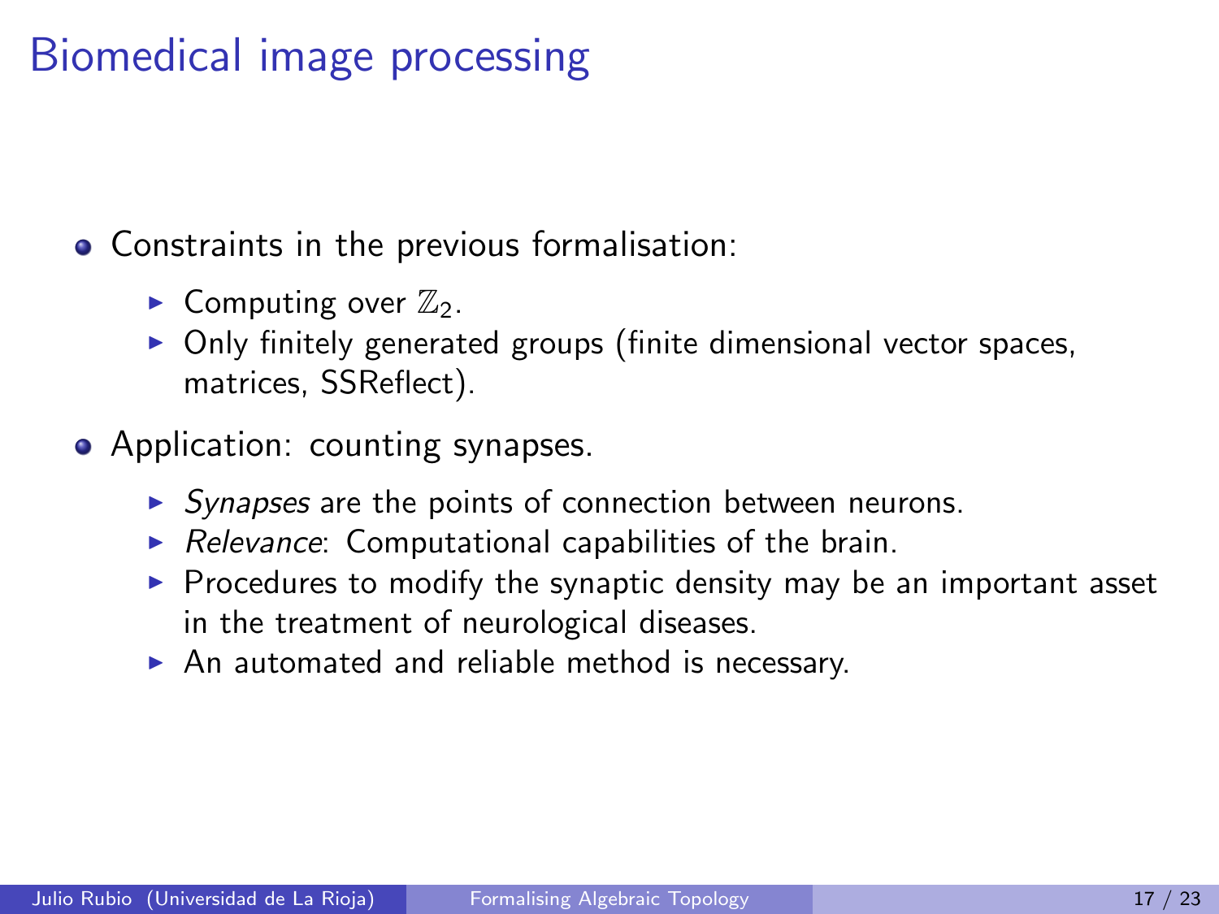# Biomedical image processing

- Constraints in the previous formalisation:
  - Computing over $\mathbb{Z}_2$.
  - Only finitely generated groups (finite dimensional vector spaces, matrices, SSReflect).
- Application: counting synapses.
  - *Synapses* are the points of connection between neurons.
  - *Relevance*: Computational capabilities of the brain.
  - Procedures to modify the synaptic density may be an important asset in the treatment of neurological diseases.
  - An automated and reliable method is necessary.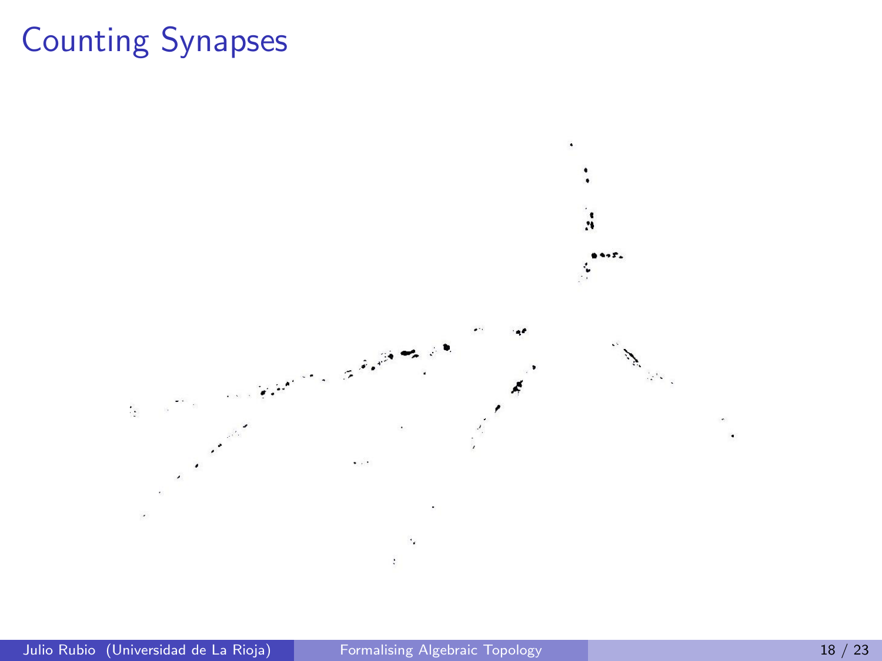# Counting Synapses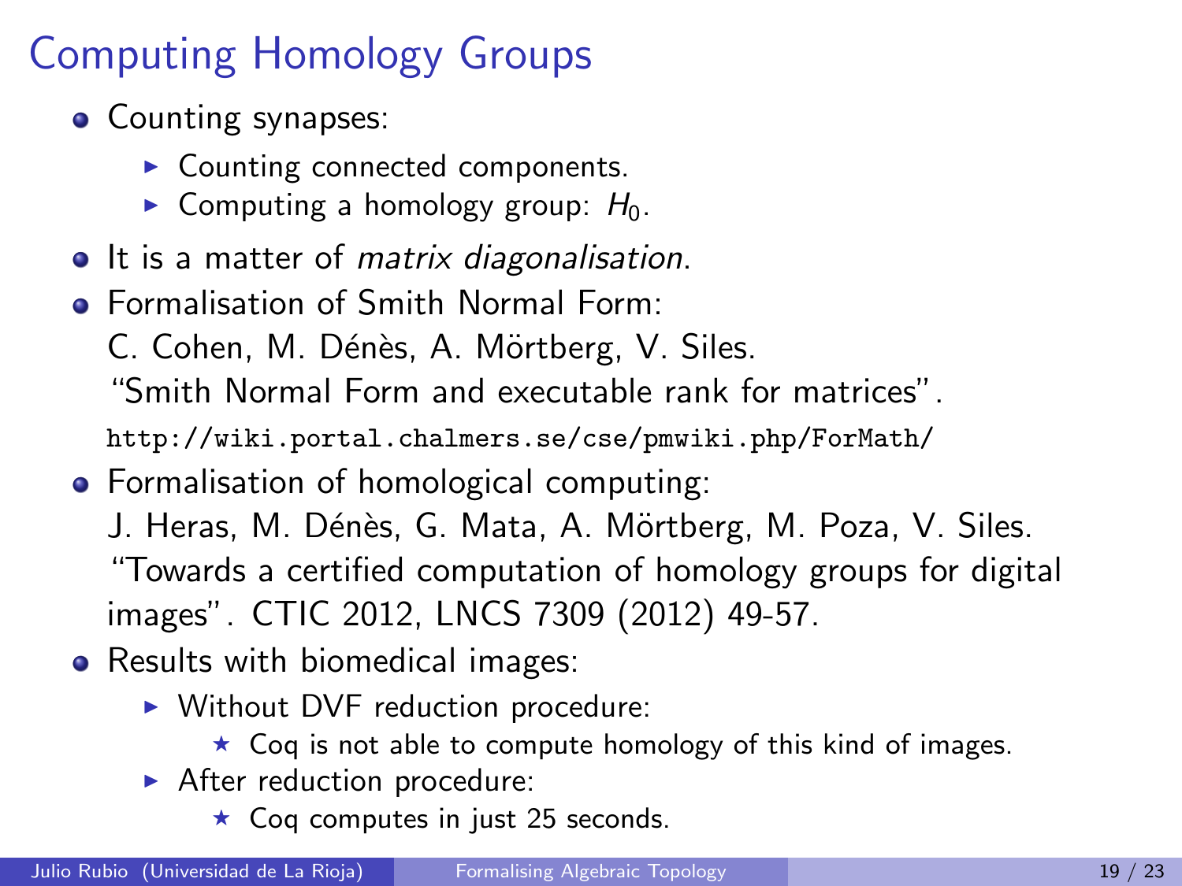# Computing Homology Groups

- Counting synapses:
  - Counting connected components.
  - Computing a homology group: $H_0$.
- It is a matter of *matrix diagonalisation*.
- Formalisation of Smith Normal Form:
  C. Cohen, M. Dénès, A. Mörtberg, V. Siles.
  "Smith Normal Form and executable rank for matrices".
  `http://wiki.portal.chalmers.se/cse/pmwiki.php/ForMath/`
- Formalisation of homological computing:
  J. Heras, M. Dénès, G. Mata, A. Mörtberg, M. Poza, V. Siles.
  "Towards a certified computation of homology groups for digital images". CTIC 2012, LNCS 7309 (2012) 49-57.
- Results with biomedical images:
  - Without DVF reduction procedure:
    - Coq is not able to compute homology of this kind of images.
  - After reduction procedure:
    - Coq computes in just 25 seconds.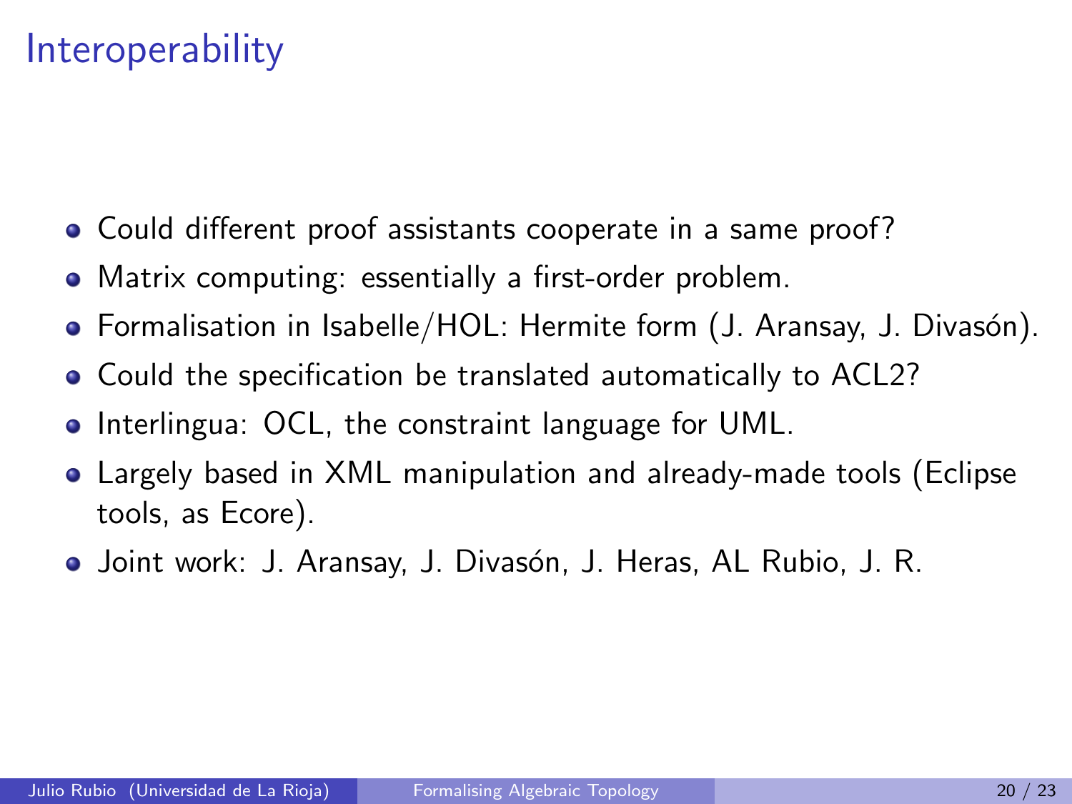# Interoperability

- Could different proof assistants cooperate in a same proof?
- Matrix computing: essentially a first-order problem.
- Formalisation in Isabelle/HOL: Hermite form (J. Aransay, J. Divasón).
- Could the specification be translated automatically to ACL2?
- Interlingua: OCL, the constraint language for UML.
- Largely based in XML manipulation and already-made tools (Eclipse tools, as Ecore).
- Joint work: J. Aransay, J. Divasón, J. Heras, AL Rubio, J. R.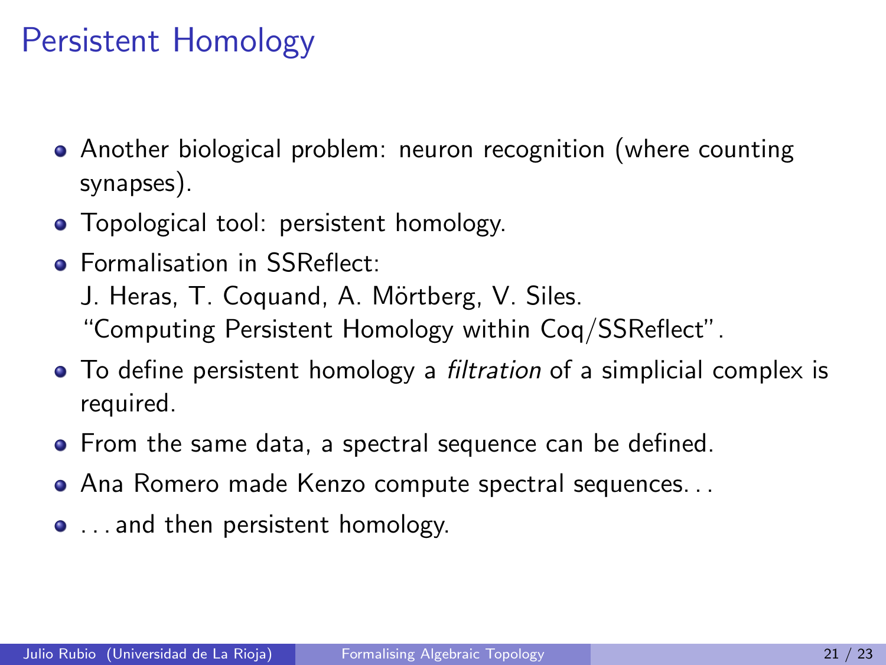# Persistent Homology

- Another biological problem: neuron recognition (where counting synapses).
- Topological tool: persistent homology.
- Formalisation in SSReflect:
  J. Heras, T. Coquand, A. Mörtberg, V. Siles.
  "Computing Persistent Homology within Coq/SSReflect".
- To define persistent homology a *filtration* of a simplicial complex is required.
- From the same data, a spectral sequence can be defined.
- Ana Romero made Kenzo compute spectral sequences. . .
- . . . and then persistent homology.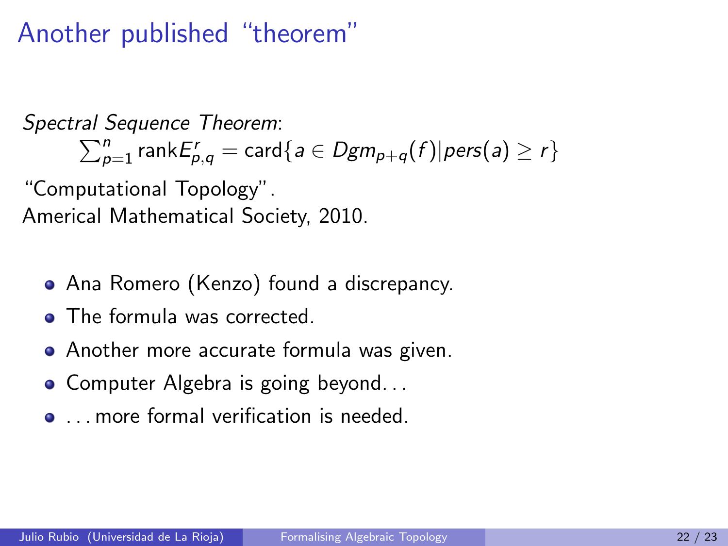# Another published "theorem"

*Spectral Sequence Theorem*:

$$\sum_{p=1}^{n} \text{rank} E^r_{p,q} = \text{card}\{a \in Dgm_{p+q}(f) | pers(a) \geq r\}$$

"Computational Topology".
Americal Mathematical Society, 2010.

- Ana Romero (Kenzo) found a discrepancy.
- The formula was corrected.
- Another more accurate formula was given.
- Computer Algebra is going beyond...
- ...more formal verification is needed.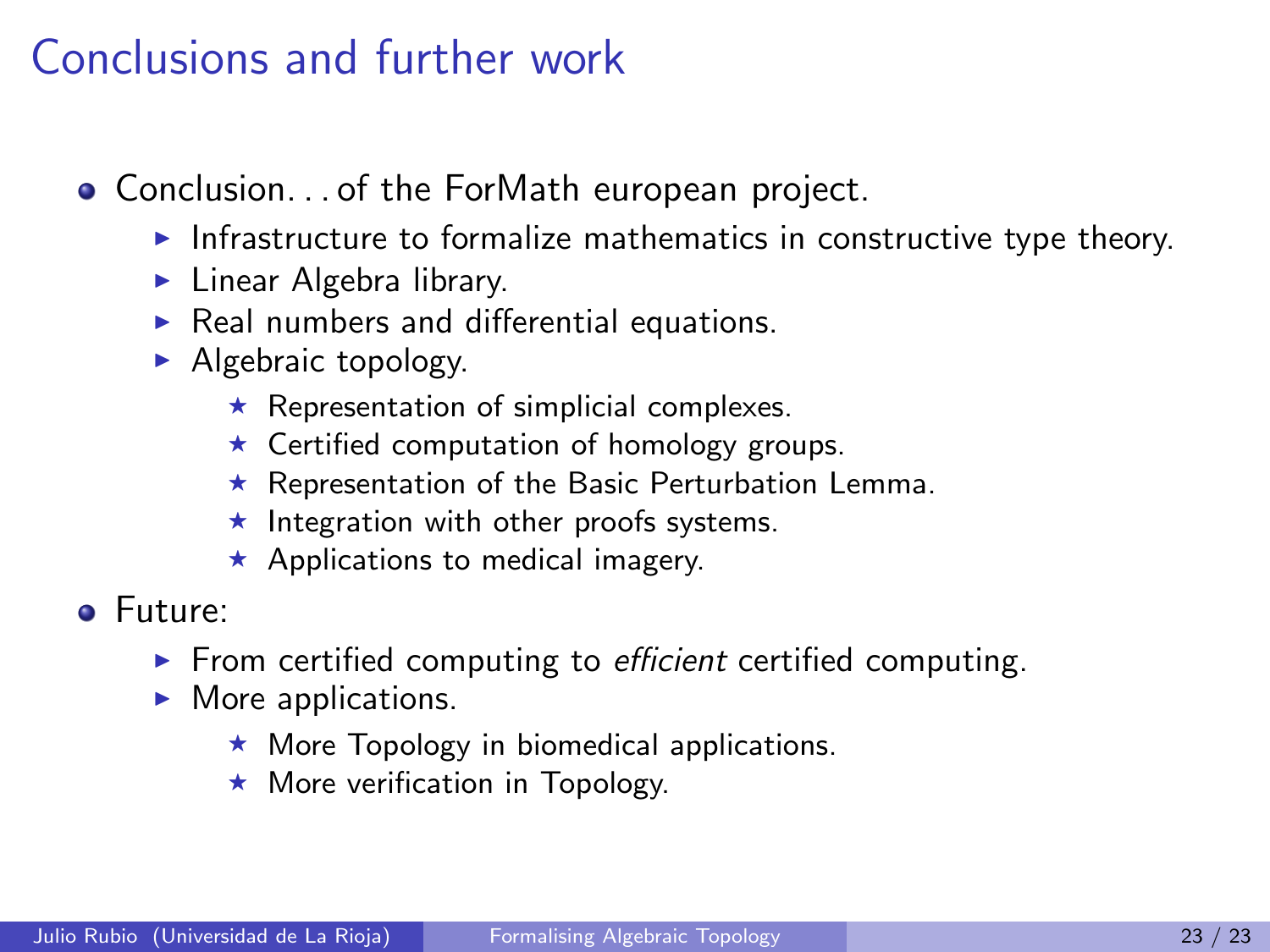# Conclusions and further work

- Conclusion... of the ForMath european project.
  - Infrastructure to formalize mathematics in constructive type theory.
  - Linear Algebra library.
  - Real numbers and differential equations.
  - Algebraic topology.
    - Representation of simplicial complexes.
    - Certified computation of homology groups.
    - Representation of the Basic Perturbation Lemma.
    - Integration with other proofs systems.
    - Applications to medical imagery.
- Future:
  - From certified computing to *efficient* certified computing.
  - More applications.
    - More Topology in biomedical applications.
    - More verification in Topology.